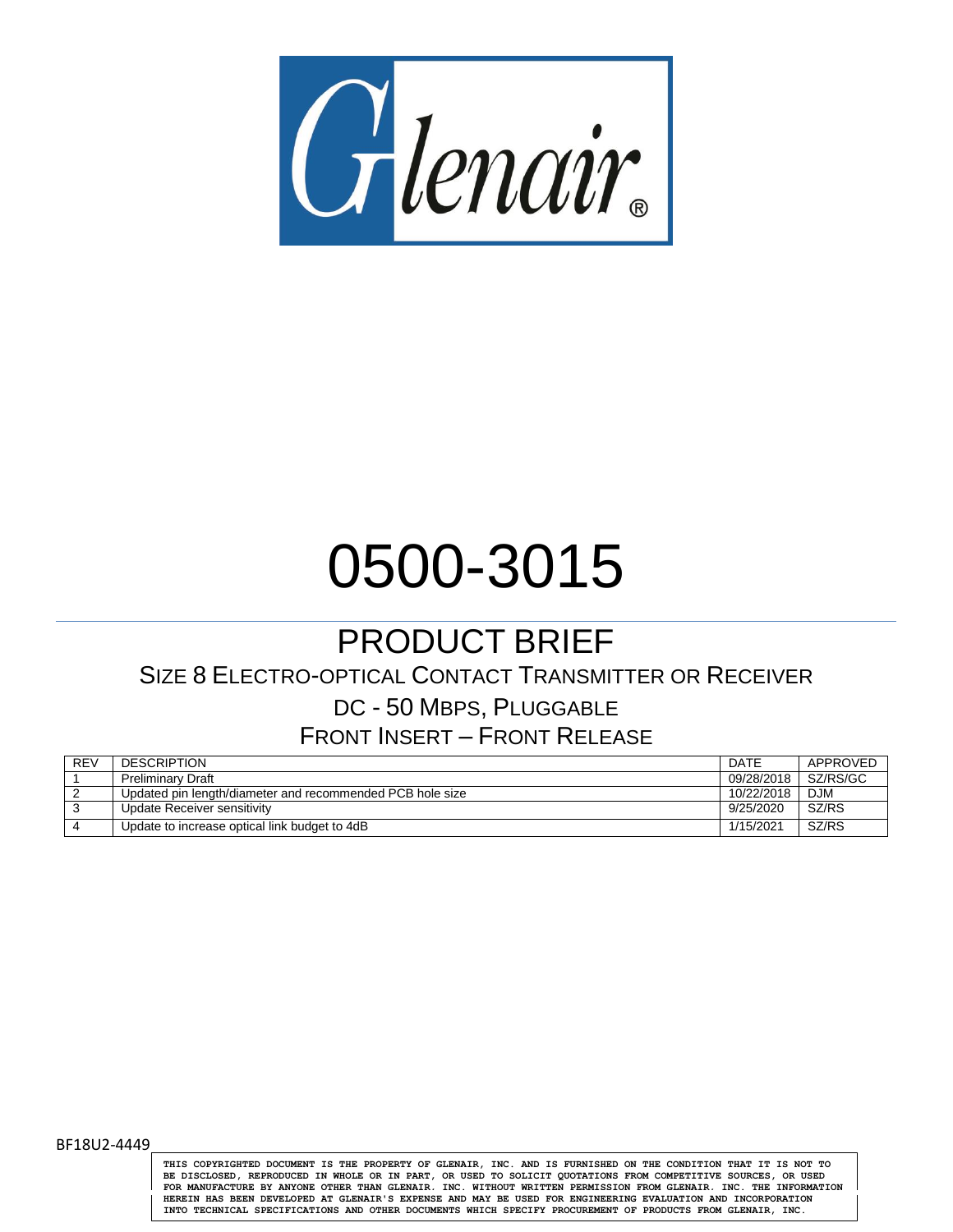Glenair®

# 0500-3015

## PRODUCT BRIEF

### SIZE 8 ELECTRO-OPTICAL CONTACT TRANSMITTER OR RECEIVER

### DC - 50 MBPS, PLUGGABLE

### FRONT INSERT – FRONT RELEASE

| REV | DESCRIPTION | DATE | APPROVED |
|---|---|---|---|
| 1 | Preliminary Draft | 09/28/2018 | SZ/RS/GC |
| 2 | Updated pin length/diameter and recommended PCB hole size | 10/22/2018 | DJM |
| 3 | Update Receiver sensitivity | 9/25/2020 | SZ/RS |
| 4 | Update to increase optical link budget to 4dB | 1/15/2021 | SZ/RS |

BF18U2-4449

THIS COPYRIGHTED DOCUMENT IS THE PROPERTY OF GLENAIR, INC. AND IS FURNISHED ON THE CONDITION THAT IT IS NOT TO BE DISCLOSED, REPRODUCED IN WHOLE OR IN PART, OR USED TO SOLICIT QUOTATIONS FROM COMPETITIVE SOURCES, OR USED FOR MANUFACTURE BY ANYONE OTHER THAN GLENAIR. INC. WITHOUT WRITTEN PERMISSION FROM GLENAIR. INC. THE INFORMATION HEREIN HAS BEEN DEVELOPED AT GLENAIR'S EXPENSE AND MAY BE USED FOR ENGINEERING EVALUATION AND INCORPORATION INTO TECHNICAL SPECIFICATIONS AND OTHER DOCUMENTS WHICH SPECIFY PROCUREMENT OF PRODUCTS FROM GLENAIR, INC.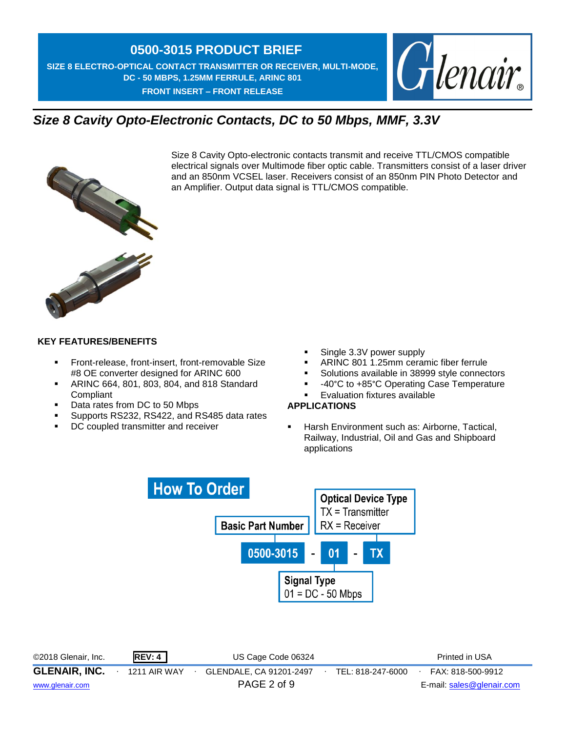# 0500-3015 PRODUCT BRIEF

**SIZE 8 ELECTRO-OPTICAL CONTACT TRANSMITTER OR RECEIVER, MULTI-MODE, DC - 50 MBPS, 1.25MM FERRULE, ARINC 801**

**FRONT INSERT – FRONT RELEASE**

## *Size 8 Cavity Opto-Electronic Contacts, DC to 50 Mbps, MMF, 3.3V*

Size 8 Cavity Opto-electronic contacts transmit and receive TTL/CMOS compatible electrical signals over Multimode fiber optic cable. Transmitters consist of a laser driver and an 850nm VCSEL laser. Receivers consist of an 850nm PIN Photo Detector and an Amplifier. Output data signal is TTL/CMOS compatible.

### KEY FEATURES/BENEFITS

- Front-release, front-insert, front-removable Size #8 OE converter designed for ARINC 600
- ARINC 664, 801, 803, 804, and 818 Standard Compliant
- Data rates from DC to 50 Mbps
- Supports RS232, RS422, and RS485 data rates
- DC coupled transmitter and receiver
- Single 3.3V power supply
- ARINC 801 1.25mm ceramic fiber ferrule
- Solutions available in 38999 style connectors
- -40°C to +85°C Operating Case Temperature
- Evaluation fixtures available

### APPLICATIONS

- Harsh Environment such as: Airborne, Tactical, Railway, Industrial, Oil and Gas and Shipboard applications

## How To Order

**0500-3015 - 01 - TX**

- **Basic Part Number**: 0500-3015
- **Signal Type**: 01 = DC - 50 Mbps
- **Optical Device Type**: TX = Transmitter; RX = Receiver

©2018 Glenair, Inc. REV: 4 US Cage Code 06324 Printed in USA

**GLENAIR, INC.** · 1211 AIR WAY · GLENDALE, CA 91201-2497 · TEL: 818-247-6000 · FAX: 818-500-9912

www.glenair.com E-mail: sales@glenair.com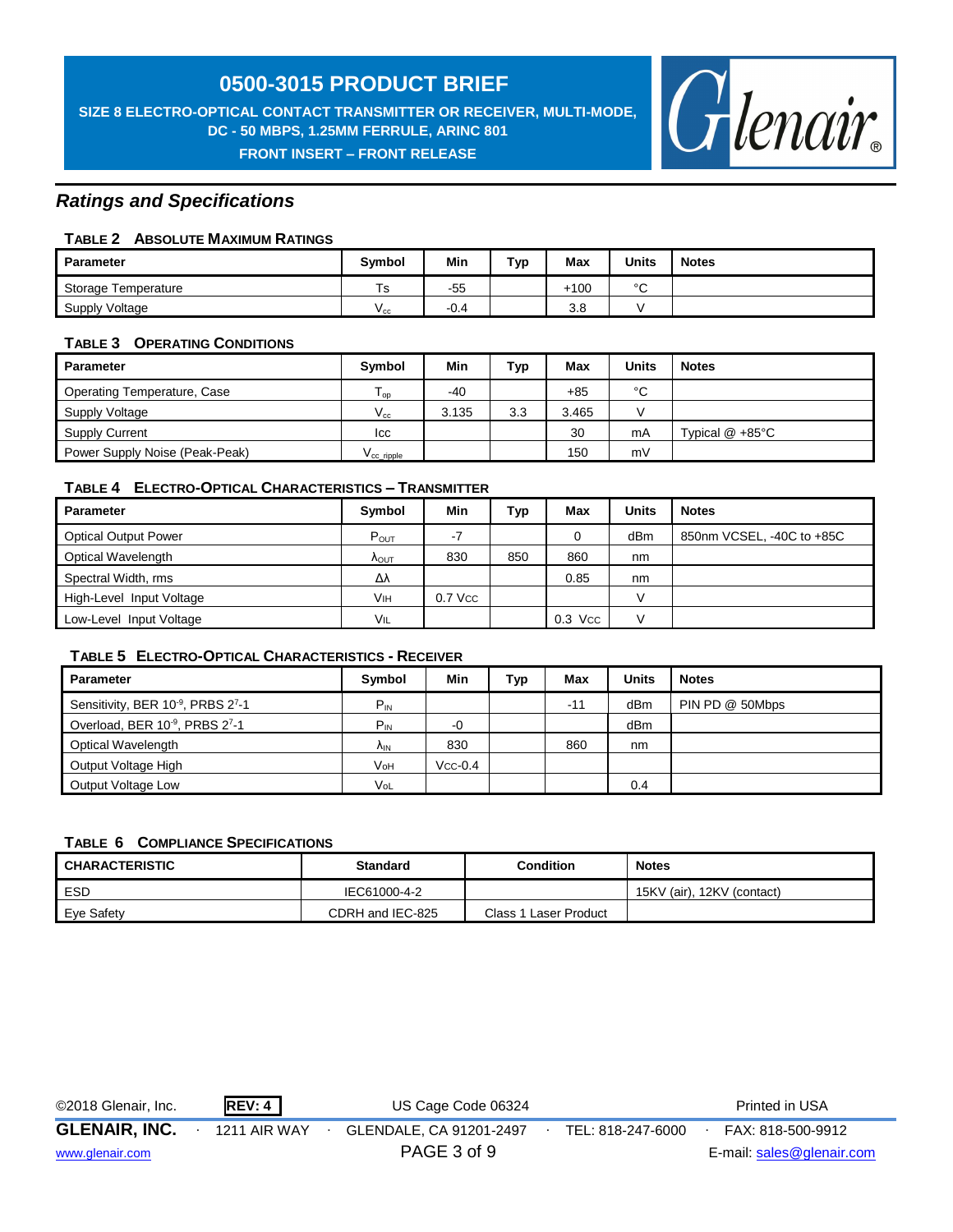## *Ratings and Specifications*

### TABLE 2 ABSOLUTE MAXIMUM RATINGS

| Parameter | Symbol | Min | Typ | Max | Units | Notes |
|---|---|---|---|---|---|---|
| Storage Temperature | Ts | -55 | | +100 | °C | |
| Supply Voltage | $V_{cc}$ | -0.4 | | 3.8 | V | |

### TABLE 3 OPERATING CONDITIONS

| Parameter | Symbol | Min | Typ | Max | Units | Notes |
|---|---|---|---|---|---|---|
| Operating Temperature, Case | $T_{op}$ | -40 | | +85 | °C | |
| Supply Voltage | $V_{cc}$ | 3.135 | 3.3 | 3.465 | V | |
| Supply Current | Icc | | | 30 | mA | Typical @ +85°C |
| Power Supply Noise (Peak-Peak) | $V_{cc\_ripple}$ | | | 150 | mV | |

### TABLE 4 ELECTRO-OPTICAL CHARACTERISTICS – TRANSMITTER

| Parameter | Symbol | Min | Typ | Max | Units | Notes |
|---|---|---|---|---|---|---|
| Optical Output Power | $P_{OUT}$ | -7 | | 0 | dBm | 850nm VCSEL, -40C to +85C |
| Optical Wavelength | $\lambda_{OUT}$ | 830 | 850 | 860 | nm | |
| Spectral Width, rms | $\Delta\lambda$ | | | 0.85 | nm | |
| High-Level Input Voltage | $V_{IH}$ | 0.7 Vcc | | | V | |
| Low-Level Input Voltage | $V_{IL}$ | | | 0.3 Vcc | V | |

### TABLE 5 ELECTRO-OPTICAL CHARACTERISTICS - RECEIVER

| Parameter | Symbol | Min | Typ | Max | Units | Notes |
|---|---|---|---|---|---|---|
| Sensitivity, BER $10^{-9}$, PRBS $2^7$-1 | $P_{IN}$ | | | -11 | dBm | PIN PD @ 50Mbps |
| Overload, BER $10^{-9}$, PRBS $2^7$-1 | $P_{IN}$ | -0 | | | dBm | |
| Optical Wavelength | $\lambda_{IN}$ | 830 | | 860 | nm | |
| Output Voltage High | $V_{OH}$ | Vcc-0.4 | | | | |
| Output Voltage Low | $V_{OL}$ | | | | 0.4 | |

### TABLE 6 COMPLIANCE SPECIFICATIONS

| CHARACTERISTIC | Standard | Condition | Notes |
|---|---|---|---|
| ESD | IEC61000-4-2 | | 15KV (air), 12KV (contact) |
| Eye Safety | CDRH and IEC-825 | Class 1 Laser Product | |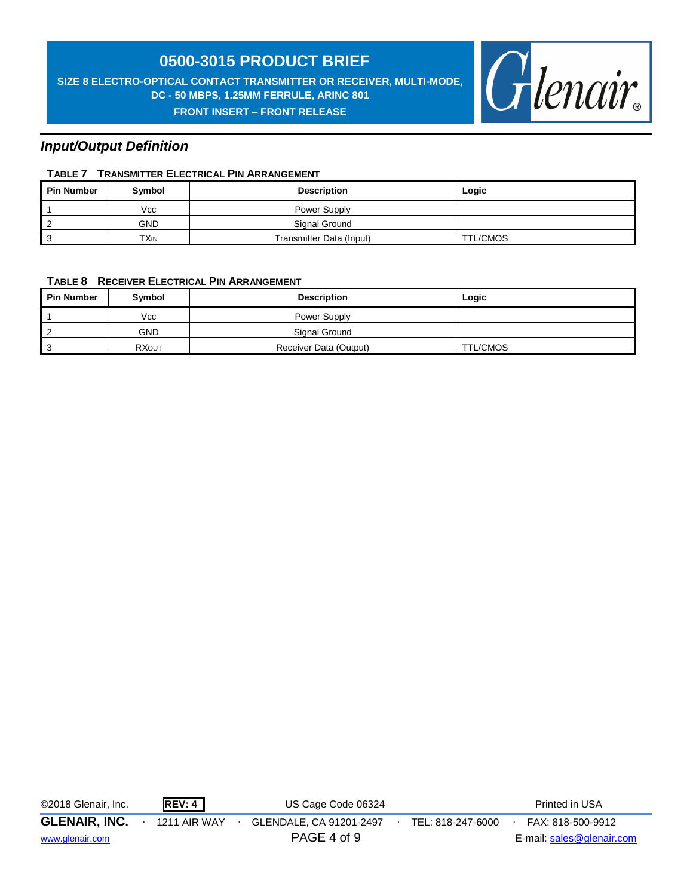## *Input/Output Definition*

**TABLE 7 TRANSMITTER ELECTRICAL PIN ARRANGEMENT**

| Pin Number | Symbol | Description | Logic |
|---|---|---|---|
| 1 | Vcc | Power Supply | |
| 2 | GND | Signal Ground | |
| 3 | $TX_{IN}$ | Transmitter Data (Input) | TTL/CMOS |

**TABLE 8 RECEIVER ELECTRICAL PIN ARRANGEMENT**

| Pin Number | Symbol | Description | Logic |
|---|---|---|---|
| 1 | Vcc | Power Supply | |
| 2 | GND | Signal Ground | |
| 3 | $RX_{OUT}$ | Receiver Data (Output) | TTL/CMOS |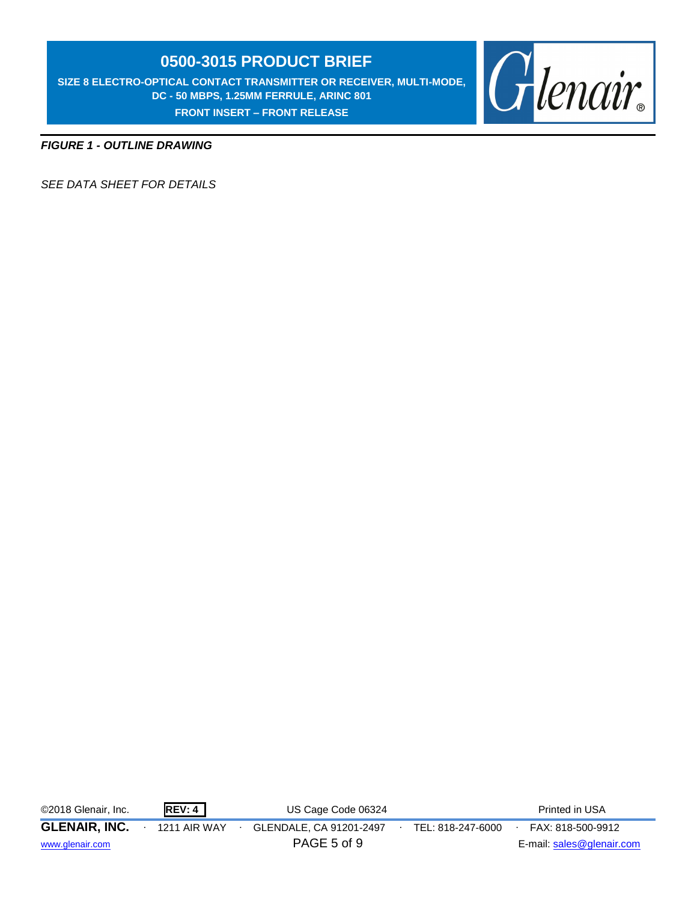***FIGURE 1 - OUTLINE DRAWING***

*SEE DATA SHEET FOR DETAILS*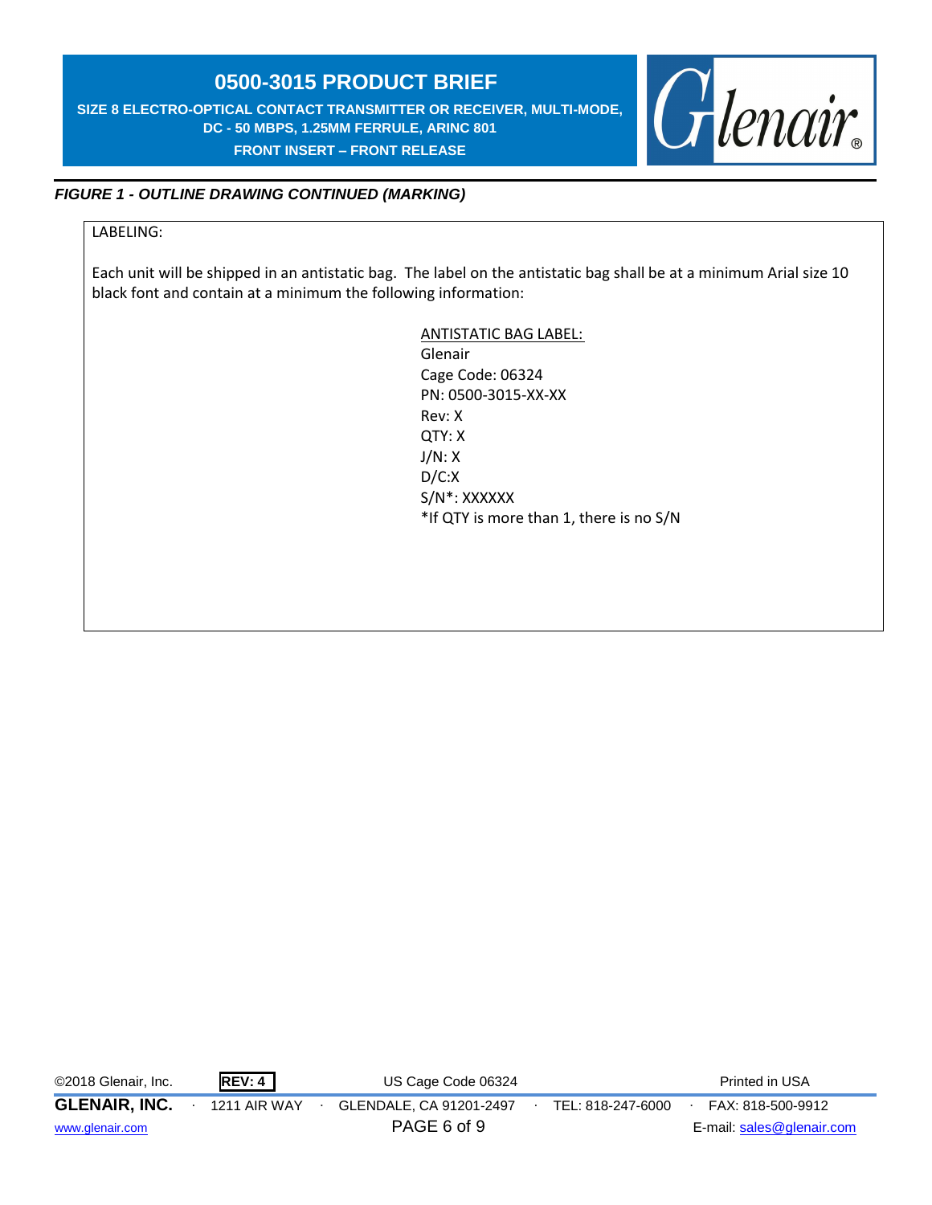*FIGURE 1 - OUTLINE DRAWING CONTINUED (MARKING)*

LABELING:

Each unit will be shipped in an antistatic bag. The label on the antistatic bag shall be at a minimum Arial size 10 black font and contain at a minimum the following information:

ANTISTATIC BAG LABEL:
Glenair
Cage Code: 06324
PN: 0500-3015-XX-XX
Rev: X
QTY: X
J/N: X
D/C:X
S/N*: XXXXXX
*If QTY is more than 1, there is no S/N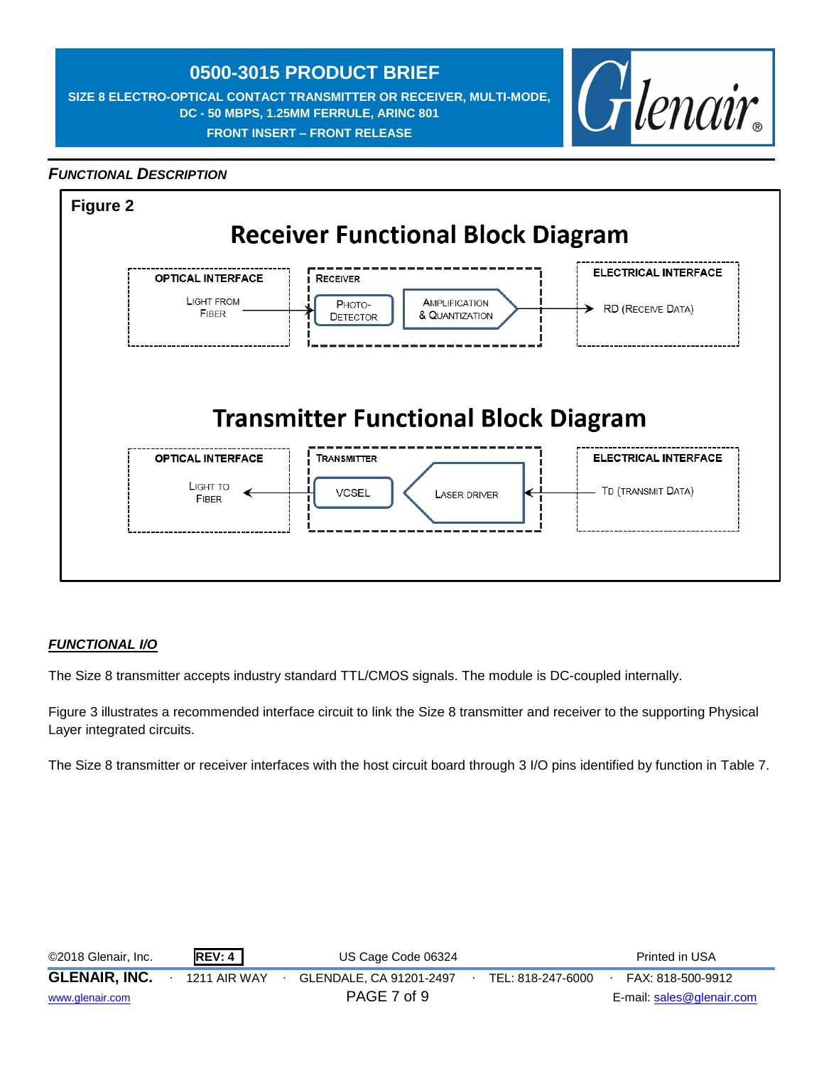## FUNCTIONAL DESCRIPTION

**Figure 2**

### Receiver Functional Block Diagram

OPTICAL INTERFACE: LIGHT FROM FIBER → RECEIVER: PHOTO-DETECTOR → AMPLIFICATION & QUANTIZATION → ELECTRICAL INTERFACE: RD (RECEIVE DATA)

### Transmitter Functional Block Diagram

ELECTRICAL INTERFACE: TD (TRANSMIT DATA) → TRANSMITTER: LASER DRIVER → VCSEL → OPTICAL INTERFACE: LIGHT TO FIBER

***FUNCTIONAL I/O***

The Size 8 transmitter accepts industry standard TTL/CMOS signals. The module is DC-coupled internally.

Figure 3 illustrates a recommended interface circuit to link the Size 8 transmitter and receiver to the supporting Physical Layer integrated circuits.

The Size 8 transmitter or receiver interfaces with the host circuit board through 3 I/O pins identified by function in Table 7.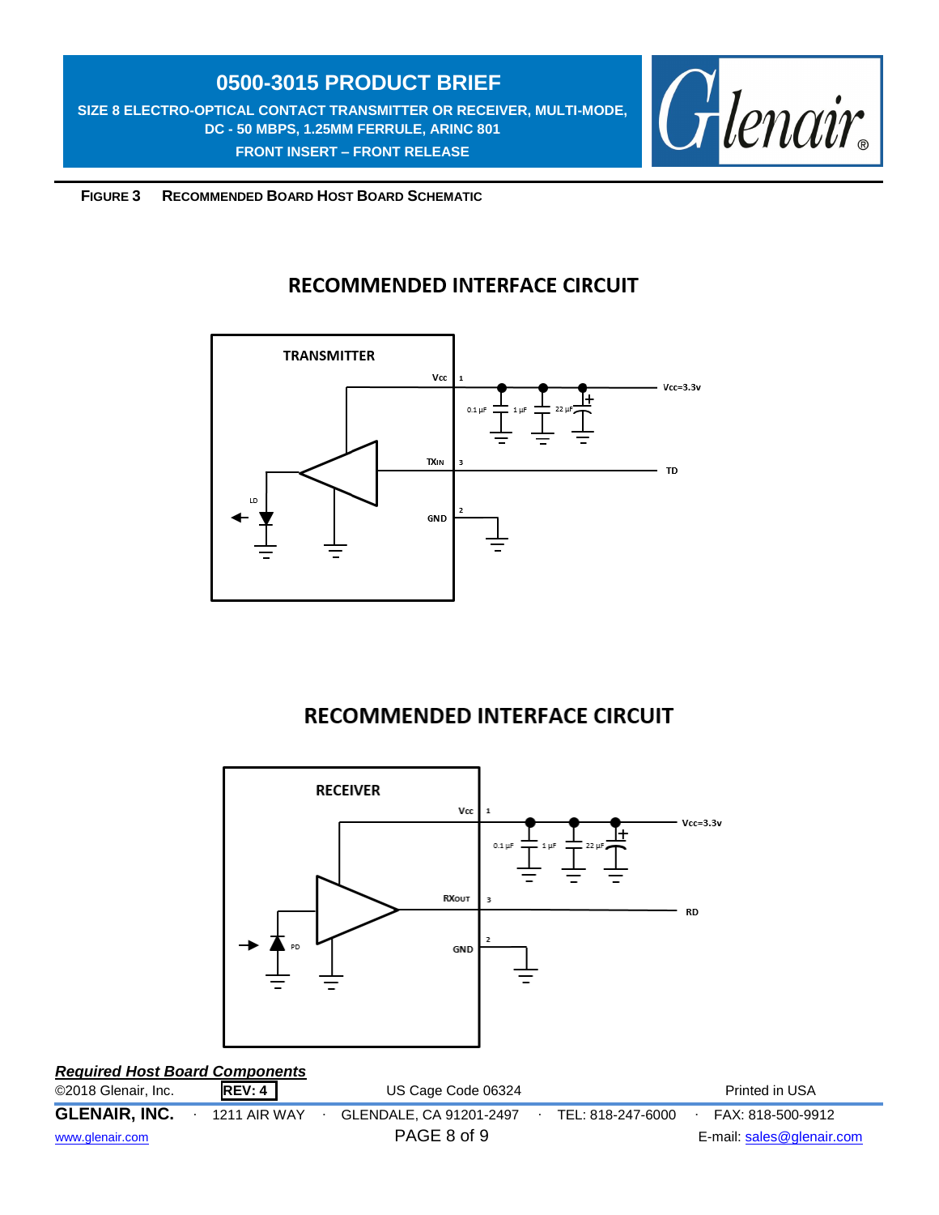**FIGURE 3 RECOMMENDED BOARD HOST BOARD SCHEMATIC**

## RECOMMENDED INTERFACE CIRCUIT

TRANSMITTER

Vcc 1 — 0.1 µF, 1 µF, 22 µF — Vcc=3.3v

TXIN 3 — TD

GND 2

LD

## RECOMMENDED INTERFACE CIRCUIT

RECEIVER

Vcc 1 — 0.1 µF, 1 µF, 22 µF — Vcc=3.3v

RXOUT 3 — RD

GND 2

PD

***Required Host Board Components***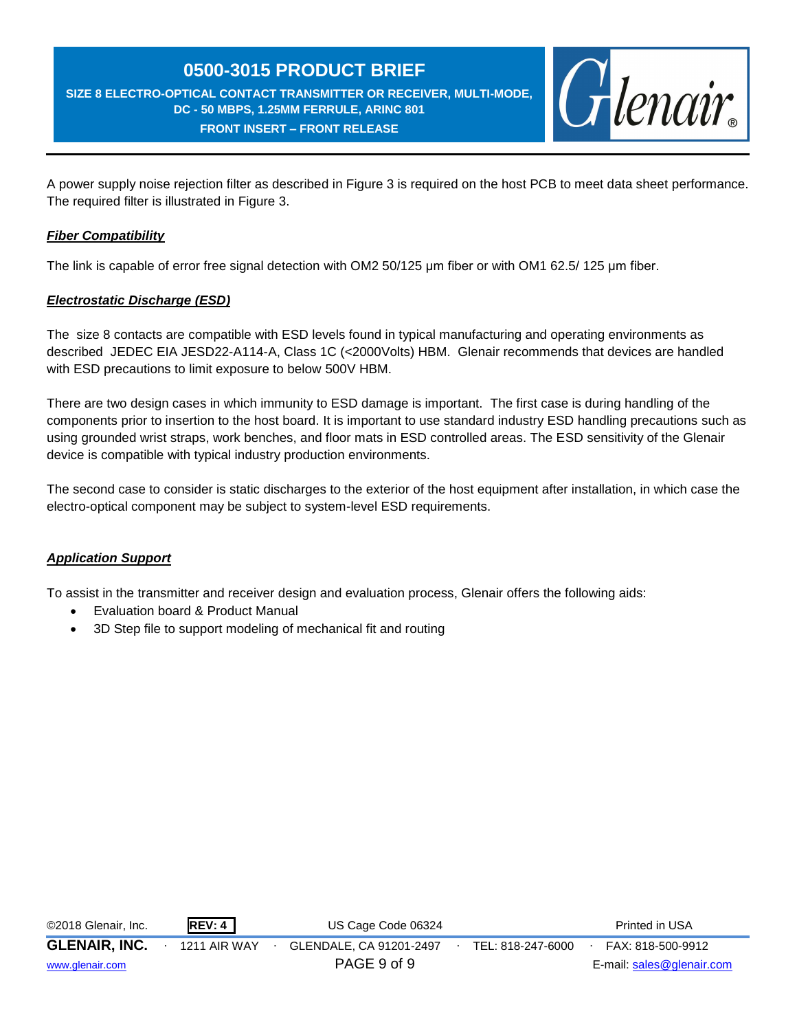A power supply noise rejection filter as described in Figure 3 is required on the host PCB to meet data sheet performance. The required filter is illustrated in Figure 3.

## ***Fiber Compatibility***

The link is capable of error free signal detection with OM2 50/125 µm fiber or with OM1 62.5/ 125 µm fiber.

## ***Electrostatic Discharge (ESD)***

The size 8 contacts are compatible with ESD levels found in typical manufacturing and operating environments as described JEDEC EIA JESD22-A114-A, Class 1C (<2000Volts) HBM. Glenair recommends that devices are handled with ESD precautions to limit exposure to below 500V HBM.

There are two design cases in which immunity to ESD damage is important. The first case is during handling of the components prior to insertion to the host board. It is important to use standard industry ESD handling precautions such as using grounded wrist straps, work benches, and floor mats in ESD controlled areas. The ESD sensitivity of the Glenair device is compatible with typical industry production environments.

The second case to consider is static discharges to the exterior of the host equipment after installation, in which case the electro-optical component may be subject to system-level ESD requirements.

## ***Application Support***

To assist in the transmitter and receiver design and evaluation process, Glenair offers the following aids:

- Evaluation board & Product Manual
- 3D Step file to support modeling of mechanical fit and routing